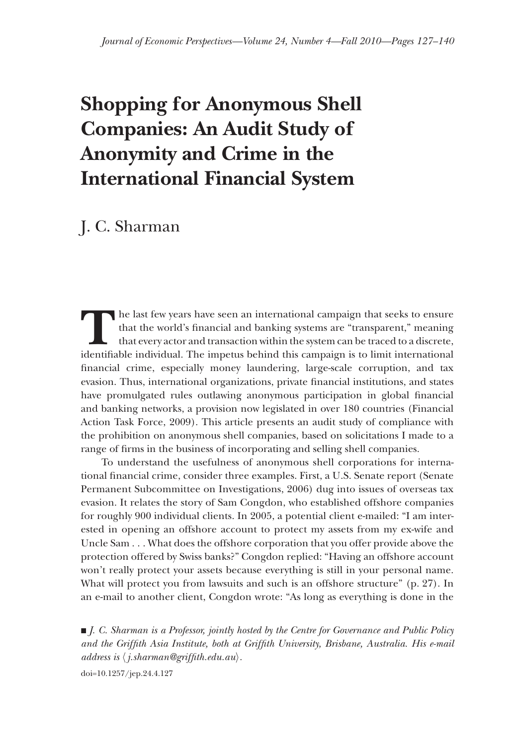# Shopping for Anonymous Shell Companies: An Audit Study of Anonymity and Crime in the International Financial System

J. C. Sharman

The last few years have seen an international campaign that seeks to ensure that the world's financial and banking systems are "transparent," meaning that every actor and transaction within the system can be traced to a discrete, identifiable individual. The impetus behind this campaign is to limit international financial crime, especially money laundering, large-scale corruption, and tax evasion. Thus, international organizations, private financial institutions, and states have promulgated rules outlawing anonymous participation in global financial and banking networks, a provision now legislated in over 180 countries (Financial Action Task Force, 2009). This article presents an audit study of compliance with the prohibition on anonymous shell companies, based on solicitations I made to a range of firms in the business of incorporating and selling shell companies.

To understand the usefulness of anonymous shell corporations for international financial crime, consider three examples. First, a U.S. Senate report (Senate Permanent Subcommittee on Investigations, 2006) dug into issues of overseas tax evasion. It relates the story of Sam Congdon, who established offshore companies for roughly 900 individual clients. In 2005, a potential client e-mailed: "I am interested in opening an offshore account to protect my assets from my ex-wife and Uncle Sam . . . What does the offshore corporation that you offer provide above the protection offered by Swiss banks?" Congdon replied: "Having an offshore account won't really protect your assets because everything is still in your personal name. What will protect you from lawsuits and such is an offshore structure" (p. 27). In an e-mail to another client, Congdon wrote: "As long as everything is done in the

■ *J. C. Sharman is a Professor, jointly hosted by the Centre for Governance and Public Policy and the Griffith Asia Institute, both at Griffith University, Brisbane, Australia. His e-mail address is ⟨j.sharman@griffith.edu.au⟩.*

doi=10.1257/jep.24.4.127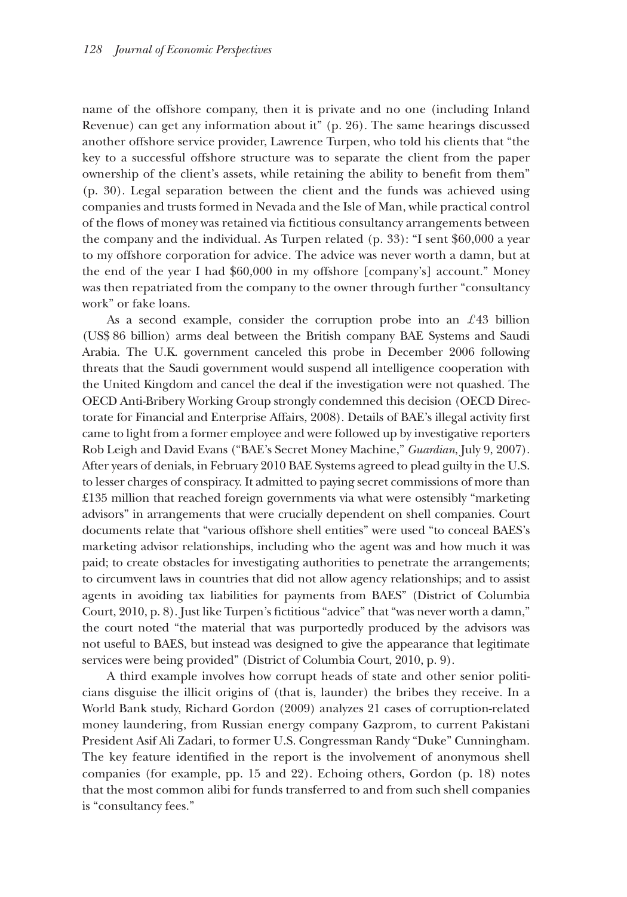name of the offshore company, then it is private and no one (including Inland Revenue) can get any information about it" (p. 26). The same hearings discussed another offshore service provider, Lawrence Turpen, who told his clients that "the key to a successful offshore structure was to separate the client from the paper ownership of the client's assets, while retaining the ability to benefit from them" (p. 30). Legal separation between the client and the funds was achieved using companies and trusts formed in Nevada and the Isle of Man, while practical control of the flows of money was retained via fictitious consultancy arrangements between the company and the individual. As Turpen related (p. 33): "I sent $60,000 a year to my offshore corporation for advice. The advice was never worth a damn, but at the end of the year I had $60,000 in my offshore [company's] account." Money was then repatriated from the company to the owner through further "consultancy work" or fake loans.

As a second example, consider the corruption probe into an £43 billion (US$ 86 billion) arms deal between the British company BAE Systems and Saudi Arabia. The U.K. government canceled this probe in December 2006 following threats that the Saudi government would suspend all intelligence cooperation with the United Kingdom and cancel the deal if the investigation were not quashed. The OECD Anti-Bribery Working Group strongly condemned this decision (OECD Directorate for Financial and Enterprise Affairs, 2008). Details of BAE's illegal activity first came to light from a former employee and were followed up by investigative reporters Rob Leigh and David Evans ("BAE's Secret Money Machine," *Guardian*, July 9, 2007). After years of denials, in February 2010 BAE Systems agreed to plead guilty in the U.S. to lesser charges of conspiracy. It admitted to paying secret commissions of more than £135 million that reached foreign governments via what were ostensibly "marketing advisors" in arrangements that were crucially dependent on shell companies. Court documents relate that "various offshore shell entities" were used "to conceal BAES's marketing advisor relationships, including who the agent was and how much it was paid; to create obstacles for investigating authorities to penetrate the arrangements; to circumvent laws in countries that did not allow agency relationships; and to assist agents in avoiding tax liabilities for payments from BAES" (District of Columbia Court, 2010, p. 8). Just like Turpen's fictitious "advice" that "was never worth a damn," the court noted "the material that was purportedly produced by the advisors was not useful to BAES, but instead was designed to give the appearance that legitimate services were being provided" (District of Columbia Court, 2010, p. 9).

A third example involves how corrupt heads of state and other senior politicians disguise the illicit origins of (that is, launder) the bribes they receive. In a World Bank study, Richard Gordon (2009) analyzes 21 cases of corruption-related money laundering, from Russian energy company Gazprom, to current Pakistani President Asif Ali Zadari, to former U.S. Congressman Randy "Duke" Cunningham. The key feature identified in the report is the involvement of anonymous shell companies (for example, pp. 15 and 22). Echoing others, Gordon (p. 18) notes that the most common alibi for funds transferred to and from such shell companies is "consultancy fees."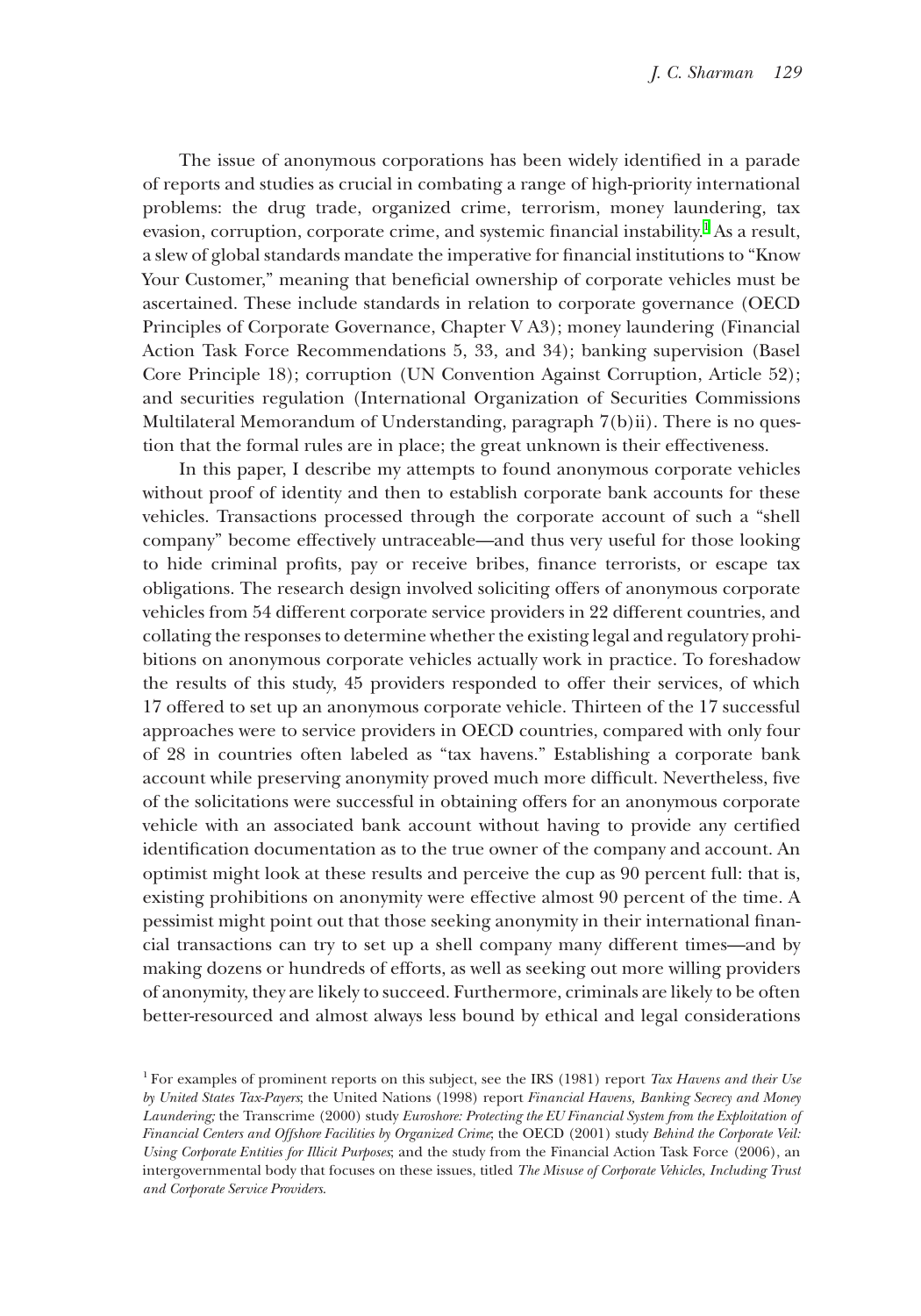The issue of anonymous corporations has been widely identified in a parade of reports and studies as crucial in combating a range of high-priority international problems: the drug trade, organized crime, terrorism, money laundering, tax evasion, corruption, corporate crime, and systemic financial instability.[1] As a result, a slew of global standards mandate the imperative for financial institutions to "Know Your Customer," meaning that beneficial ownership of corporate vehicles must be ascertained. These include standards in relation to corporate governance (OECD Principles of Corporate Governance, Chapter V A3); money laundering (Financial Action Task Force Recommendations 5, 33, and 34); banking supervision (Basel Core Principle 18); corruption (UN Convention Against Corruption, Article 52); and securities regulation (International Organization of Securities Commissions Multilateral Memorandum of Understanding, paragraph 7(b)ii). There is no question that the formal rules are in place; the great unknown is their effectiveness.

In this paper, I describe my attempts to found anonymous corporate vehicles without proof of identity and then to establish corporate bank accounts for these vehicles. Transactions processed through the corporate account of such a "shell company" become effectively untraceable—and thus very useful for those looking to hide criminal profits, pay or receive bribes, finance terrorists, or escape tax obligations. The research design involved soliciting offers of anonymous corporate vehicles from 54 different corporate service providers in 22 different countries, and collating the responses to determine whether the existing legal and regulatory prohibitions on anonymous corporate vehicles actually work in practice. To foreshadow the results of this study, 45 providers responded to offer their services, of which 17 offered to set up an anonymous corporate vehicle. Thirteen of the 17 successful approaches were to service providers in OECD countries, compared with only four of 28 in countries often labeled as "tax havens." Establishing a corporate bank account while preserving anonymity proved much more difficult. Nevertheless, five of the solicitations were successful in obtaining offers for an anonymous corporate vehicle with an associated bank account without having to provide any certified identification documentation as to the true owner of the company and account. An optimist might look at these results and perceive the cup as 90 percent full: that is, existing prohibitions on anonymity were effective almost 90 percent of the time. A pessimist might point out that those seeking anonymity in their international financial transactions can try to set up a shell company many different times—and by making dozens or hundreds of efforts, as well as seeking out more willing providers of anonymity, they are likely to succeed. Furthermore, criminals are likely to be often better-resourced and almost always less bound by ethical and legal considerations

[1] For examples of prominent reports on this subject, see the IRS (1981) report *Tax Havens and their Use by United States Tax-Payers*; the United Nations (1998) report *Financial Havens, Banking Secrecy and Money Laundering;* the Transcrime (2000) study *Euroshore: Protecting the EU Financial System from the Exploitation of Financial Centers and Offshore Facilities by Organized Crime*; the OECD (2001) study *Behind the Corporate Veil: Using Corporate Entities for Illicit Purposes*; and the study from the Financial Action Task Force (2006), an intergovernmental body that focuses on these issues, titled *The Misuse of Corporate Vehicles, Including Trust and Corporate Service Providers*.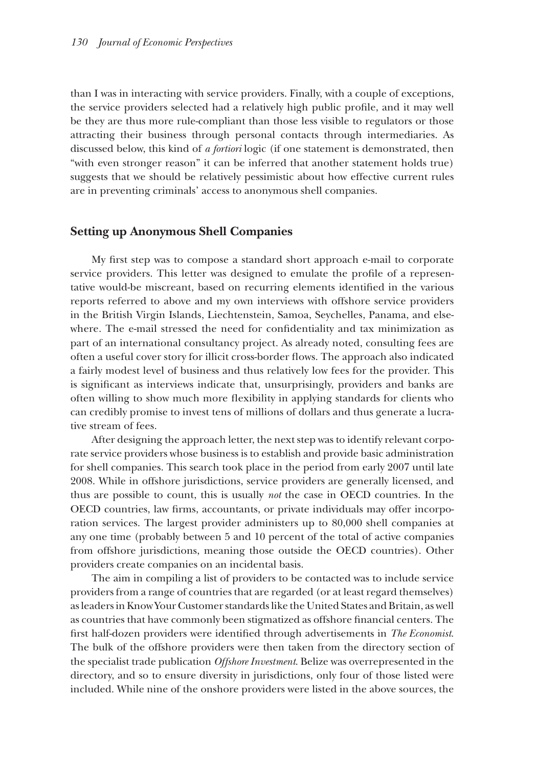than I was in interacting with service providers. Finally, with a couple of exceptions, the service providers selected had a relatively high public profile, and it may well be they are thus more rule-compliant than those less visible to regulators or those attracting their business through personal contacts through intermediaries. As discussed below, this kind of *a fortiori* logic (if one statement is demonstrated, then "with even stronger reason" it can be inferred that another statement holds true) suggests that we should be relatively pessimistic about how effective current rules are in preventing criminals' access to anonymous shell companies.

## Setting up Anonymous Shell Companies

My first step was to compose a standard short approach e-mail to corporate service providers. This letter was designed to emulate the profile of a representative would-be miscreant, based on recurring elements identified in the various reports referred to above and my own interviews with offshore service providers in the British Virgin Islands, Liechtenstein, Samoa, Seychelles, Panama, and elsewhere. The e-mail stressed the need for confidentiality and tax minimization as part of an international consultancy project. As already noted, consulting fees are often a useful cover story for illicit cross-border flows. The approach also indicated a fairly modest level of business and thus relatively low fees for the provider. This is significant as interviews indicate that, unsurprisingly, providers and banks are often willing to show much more flexibility in applying standards for clients who can credibly promise to invest tens of millions of dollars and thus generate a lucrative stream of fees.

After designing the approach letter, the next step was to identify relevant corporate service providers whose business is to establish and provide basic administration for shell companies. This search took place in the period from early 2007 until late 2008. While in offshore jurisdictions, service providers are generally licensed, and thus are possible to count, this is usually *not* the case in OECD countries. In the OECD countries, law firms, accountants, or private individuals may offer incorporation services. The largest provider administers up to 80,000 shell companies at any one time (probably between 5 and 10 percent of the total of active companies from offshore jurisdictions, meaning those outside the OECD countries). Other providers create companies on an incidental basis.

The aim in compiling a list of providers to be contacted was to include service providers from a range of countries that are regarded (or at least regard themselves) as leaders in Know Your Customer standards like the United States and Britain, as well as countries that have commonly been stigmatized as offshore financial centers. The first half-dozen providers were identified through advertisements in *The Economist*. The bulk of the offshore providers were then taken from the directory section of the specialist trade publication *Offshore Investment*. Belize was overrepresented in the directory, and so to ensure diversity in jurisdictions, only four of those listed were included. While nine of the onshore providers were listed in the above sources, the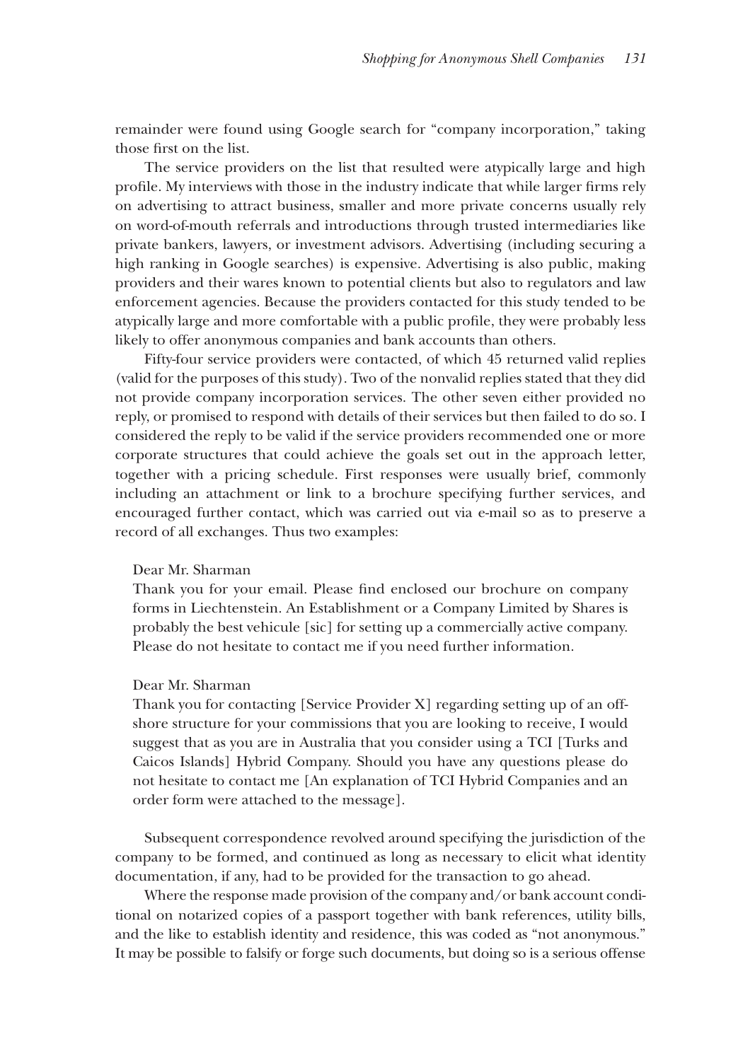remainder were found using Google search for "company incorporation," taking those first on the list.

The service providers on the list that resulted were atypically large and high profile. My interviews with those in the industry indicate that while larger firms rely on advertising to attract business, smaller and more private concerns usually rely on word-of-mouth referrals and introductions through trusted intermediaries like private bankers, lawyers, or investment advisors. Advertising (including securing a high ranking in Google searches) is expensive. Advertising is also public, making providers and their wares known to potential clients but also to regulators and law enforcement agencies. Because the providers contacted for this study tended to be atypically large and more comfortable with a public profile, they were probably less likely to offer anonymous companies and bank accounts than others.

Fifty-four service providers were contacted, of which 45 returned valid replies (valid for the purposes of this study). Two of the nonvalid replies stated that they did not provide company incorporation services. The other seven either provided no reply, or promised to respond with details of their services but then failed to do so. I considered the reply to be valid if the service providers recommended one or more corporate structures that could achieve the goals set out in the approach letter, together with a pricing schedule. First responses were usually brief, commonly including an attachment or link to a brochure specifying further services, and encouraged further contact, which was carried out via e-mail so as to preserve a record of all exchanges. Thus two examples:

> Dear Mr. Sharman
>
> Thank you for your email. Please find enclosed our brochure on company forms in Liechtenstein. An Establishment or a Company Limited by Shares is probably the best vehicule [sic] for setting up a commercially active company. Please do not hesitate to contact me if you need further information.

> Dear Mr. Sharman
>
> Thank you for contacting [Service Provider X] regarding setting up of an offshore structure for your commissions that you are looking to receive, I would suggest that as you are in Australia that you consider using a TCI [Turks and Caicos Islands] Hybrid Company. Should you have any questions please do not hesitate to contact me [An explanation of TCI Hybrid Companies and an order form were attached to the message].

Subsequent correspondence revolved around specifying the jurisdiction of the company to be formed, and continued as long as necessary to elicit what identity documentation, if any, had to be provided for the transaction to go ahead.

Where the response made provision of the company and/or bank account conditional on notarized copies of a passport together with bank references, utility bills, and the like to establish identity and residence, this was coded as "not anonymous." It may be possible to falsify or forge such documents, but doing so is a serious offense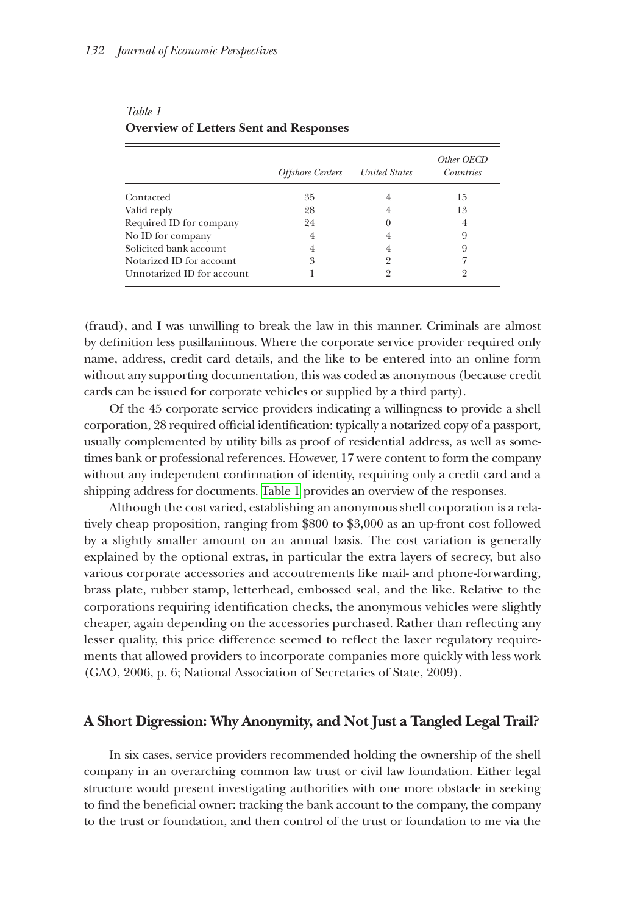*Table 1*
**Overview of Letters Sent and Responses**

| | *Offshore Centers* | *United States* | *Other OECD Countries* |
|---|---|---|---|
| Contacted | 35 | 4 | 15 |
| Valid reply | 28 | 4 | 13 |
| Required ID for company | 24 | 0 | 4 |
| No ID for company | 4 | 4 | 9 |
| Solicited bank account | 4 | 4 | 9 |
| Notarized ID for account | 3 | 2 | 7 |
| Unnotarized ID for account | 1 | 2 | 2 |

(fraud), and I was unwilling to break the law in this manner. Criminals are almost by definition less pusillanimous. Where the corporate service provider required only name, address, credit card details, and the like to be entered into an online form without any supporting documentation, this was coded as anonymous (because credit cards can be issued for corporate vehicles or supplied by a third party).

Of the 45 corporate service providers indicating a willingness to provide a shell corporation, 28 required official identification: typically a notarized copy of a passport, usually complemented by utility bills as proof of residential address, as well as sometimes bank or professional references. However, 17 were content to form the company without any independent confirmation of identity, requiring only a credit card and a shipping address for documents. Table 1 provides an overview of the responses.

Although the cost varied, establishing an anonymous shell corporation is a relatively cheap proposition, ranging from $800 to $3,000 as an up-front cost followed by a slightly smaller amount on an annual basis. The cost variation is generally explained by the optional extras, in particular the extra layers of secrecy, but also various corporate accessories and accoutrements like mail- and phone-forwarding, brass plate, rubber stamp, letterhead, embossed seal, and the like. Relative to the corporations requiring identification checks, the anonymous vehicles were slightly cheaper, again depending on the accessories purchased. Rather than reflecting any lesser quality, this price difference seemed to reflect the laxer regulatory requirements that allowed providers to incorporate companies more quickly with less work (GAO, 2006, p. 6; National Association of Secretaries of State, 2009).

## A Short Digression: Why Anonymity, and Not Just a Tangled Legal Trail?

In six cases, service providers recommended holding the ownership of the shell company in an overarching common law trust or civil law foundation. Either legal structure would present investigating authorities with one more obstacle in seeking to find the beneficial owner: tracking the bank account to the company, the company to the trust or foundation, and then control of the trust or foundation to me via the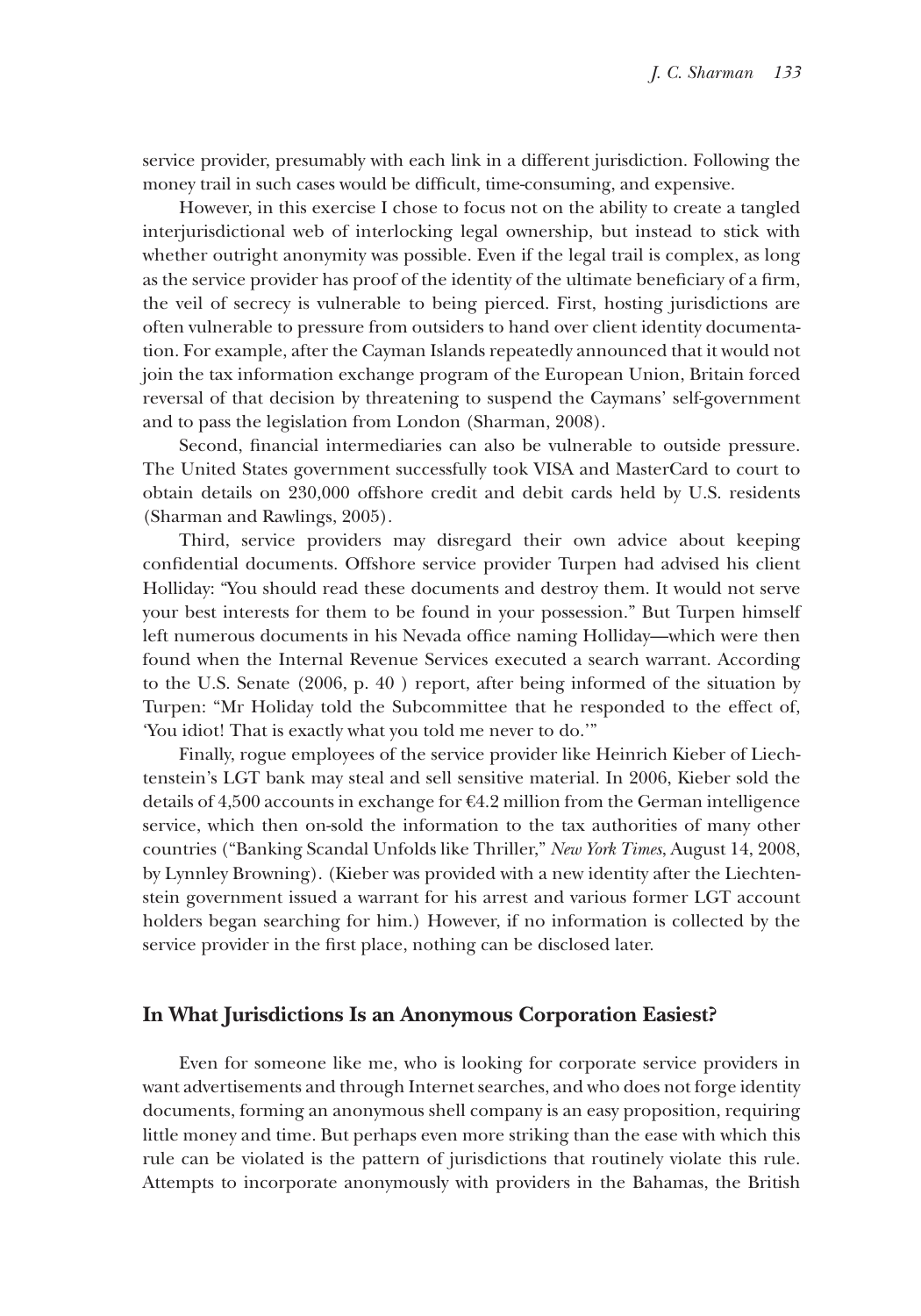service provider, presumably with each link in a different jurisdiction. Following the money trail in such cases would be difficult, time-consuming, and expensive.

However, in this exercise I chose to focus not on the ability to create a tangled interjurisdictional web of interlocking legal ownership, but instead to stick with whether outright anonymity was possible. Even if the legal trail is complex, as long as the service provider has proof of the identity of the ultimate beneficiary of a firm, the veil of secrecy is vulnerable to being pierced. First, hosting jurisdictions are often vulnerable to pressure from outsiders to hand over client identity documentation. For example, after the Cayman Islands repeatedly announced that it would not join the tax information exchange program of the European Union, Britain forced reversal of that decision by threatening to suspend the Caymans' self-government and to pass the legislation from London (Sharman, 2008).

Second, financial intermediaries can also be vulnerable to outside pressure. The United States government successfully took VISA and MasterCard to court to obtain details on 230,000 offshore credit and debit cards held by U.S. residents (Sharman and Rawlings, 2005).

Third, service providers may disregard their own advice about keeping confidential documents. Offshore service provider Turpen had advised his client Holliday: "You should read these documents and destroy them. It would not serve your best interests for them to be found in your possession." But Turpen himself left numerous documents in his Nevada office naming Holliday—which were then found when the Internal Revenue Services executed a search warrant. According to the U.S. Senate (2006, p. 40 ) report, after being informed of the situation by Turpen: "Mr Holiday told the Subcommittee that he responded to the effect of, 'You idiot! That is exactly what you told me never to do.'"

Finally, rogue employees of the service provider like Heinrich Kieber of Liechtenstein's LGT bank may steal and sell sensitive material. In 2006, Kieber sold the details of 4,500 accounts in exchange for €4.2 million from the German intelligence service, which then on-sold the information to the tax authorities of many other countries ("Banking Scandal Unfolds like Thriller," *New York Times*, August 14, 2008, by Lynnley Browning). (Kieber was provided with a new identity after the Liechtenstein government issued a warrant for his arrest and various former LGT account holders began searching for him.) However, if no information is collected by the service provider in the first place, nothing can be disclosed later.

## In What Jurisdictions Is an Anonymous Corporation Easiest?

Even for someone like me, who is looking for corporate service providers in want advertisements and through Internet searches, and who does not forge identity documents, forming an anonymous shell company is an easy proposition, requiring little money and time. But perhaps even more striking than the ease with which this rule can be violated is the pattern of jurisdictions that routinely violate this rule. Attempts to incorporate anonymously with providers in the Bahamas, the British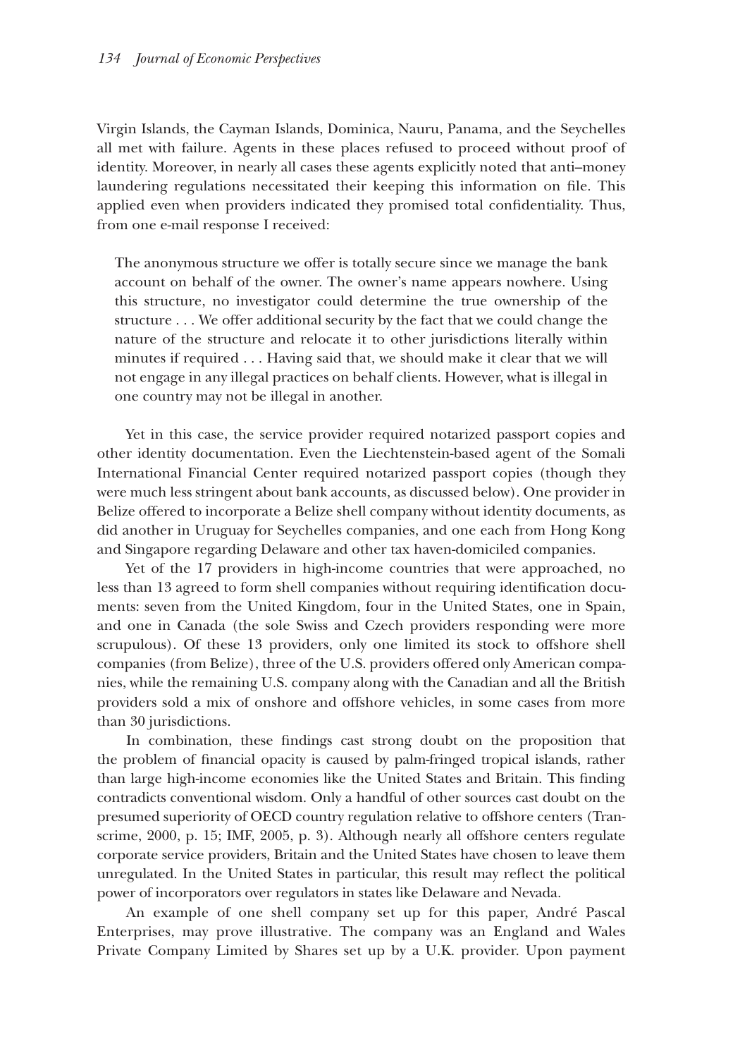Virgin Islands, the Cayman Islands, Dominica, Nauru, Panama, and the Seychelles all met with failure. Agents in these places refused to proceed without proof of identity. Moreover, in nearly all cases these agents explicitly noted that anti–money laundering regulations necessitated their keeping this information on file. This applied even when providers indicated they promised total confidentiality. Thus, from one e-mail response I received:

> The anonymous structure we offer is totally secure since we manage the bank account on behalf of the owner. The owner's name appears nowhere. Using this structure, no investigator could determine the true ownership of the structure . . . We offer additional security by the fact that we could change the nature of the structure and relocate it to other jurisdictions literally within minutes if required . . . Having said that, we should make it clear that we will not engage in any illegal practices on behalf clients. However, what is illegal in one country may not be illegal in another.

Yet in this case, the service provider required notarized passport copies and other identity documentation. Even the Liechtenstein-based agent of the Somali International Financial Center required notarized passport copies (though they were much less stringent about bank accounts, as discussed below). One provider in Belize offered to incorporate a Belize shell company without identity documents, as did another in Uruguay for Seychelles companies, and one each from Hong Kong and Singapore regarding Delaware and other tax haven-domiciled companies.

Yet of the 17 providers in high-income countries that were approached, no less than 13 agreed to form shell companies without requiring identification documents: seven from the United Kingdom, four in the United States, one in Spain, and one in Canada (the sole Swiss and Czech providers responding were more scrupulous). Of these 13 providers, only one limited its stock to offshore shell companies (from Belize), three of the U.S. providers offered only American companies, while the remaining U.S. company along with the Canadian and all the British providers sold a mix of onshore and offshore vehicles, in some cases from more than 30 jurisdictions.

In combination, these findings cast strong doubt on the proposition that the problem of financial opacity is caused by palm-fringed tropical islands, rather than large high-income economies like the United States and Britain. This finding contradicts conventional wisdom. Only a handful of other sources cast doubt on the presumed superiority of OECD country regulation relative to offshore centers (Transcrime, 2000, p. 15; IMF, 2005, p. 3). Although nearly all offshore centers regulate corporate service providers, Britain and the United States have chosen to leave them unregulated. In the United States in particular, this result may reflect the political power of incorporators over regulators in states like Delaware and Nevada.

An example of one shell company set up for this paper, André Pascal Enterprises, may prove illustrative. The company was an England and Wales Private Company Limited by Shares set up by a U.K. provider. Upon payment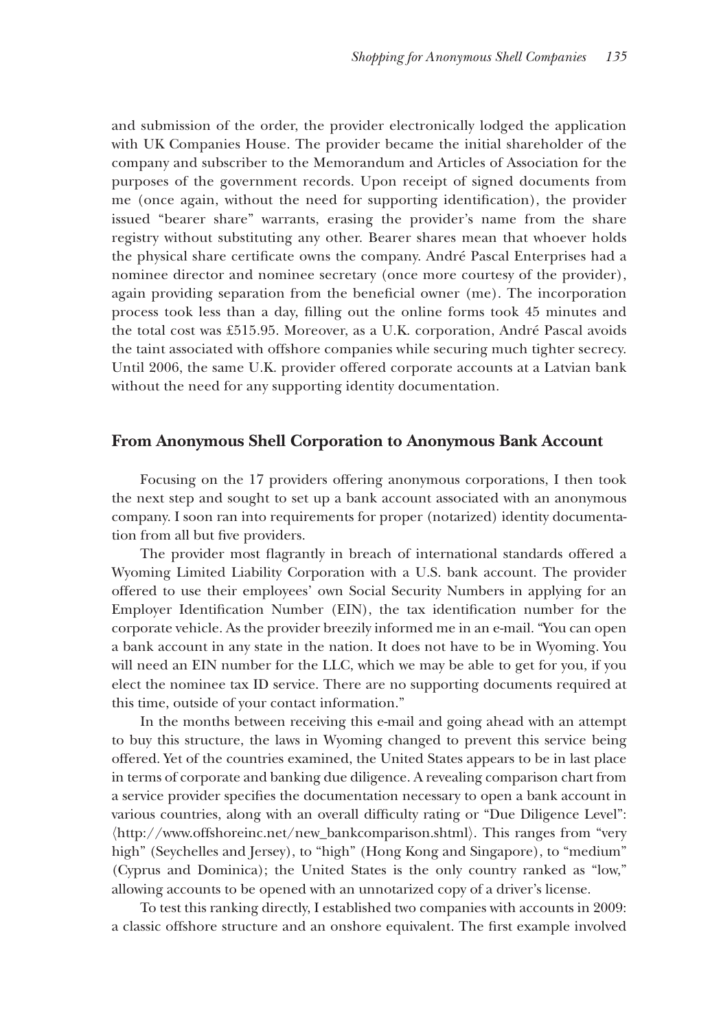and submission of the order, the provider electronically lodged the application with UK Companies House. The provider became the initial shareholder of the company and subscriber to the Memorandum and Articles of Association for the purposes of the government records. Upon receipt of signed documents from me (once again, without the need for supporting identification), the provider issued "bearer share" warrants, erasing the provider's name from the share registry without substituting any other. Bearer shares mean that whoever holds the physical share certificate owns the company. André Pascal Enterprises had a nominee director and nominee secretary (once more courtesy of the provider), again providing separation from the beneficial owner (me). The incorporation process took less than a day, filling out the online forms took 45 minutes and the total cost was £515.95. Moreover, as a U.K. corporation, André Pascal avoids the taint associated with offshore companies while securing much tighter secrecy. Until 2006, the same U.K. provider offered corporate accounts at a Latvian bank without the need for any supporting identity documentation.

## From Anonymous Shell Corporation to Anonymous Bank Account

Focusing on the 17 providers offering anonymous corporations, I then took the next step and sought to set up a bank account associated with an anonymous company. I soon ran into requirements for proper (notarized) identity documentation from all but five providers.

The provider most flagrantly in breach of international standards offered a Wyoming Limited Liability Corporation with a U.S. bank account. The provider offered to use their employees' own Social Security Numbers in applying for an Employer Identification Number (EIN), the tax identification number for the corporate vehicle. As the provider breezily informed me in an e-mail. "You can open a bank account in any state in the nation. It does not have to be in Wyoming. You will need an EIN number for the LLC, which we may be able to get for you, if you elect the nominee tax ID service. There are no supporting documents required at this time, outside of your contact information."

In the months between receiving this e-mail and going ahead with an attempt to buy this structure, the laws in Wyoming changed to prevent this service being offered. Yet of the countries examined, the United States appears to be in last place in terms of corporate and banking due diligence. A revealing comparison chart from a service provider specifies the documentation necessary to open a bank account in various countries, along with an overall difficulty rating or "Due Diligence Level": ⟨http://www.offshoreinc.net/new_bankcomparison.shtml⟩. This ranges from "very high" (Seychelles and Jersey), to "high" (Hong Kong and Singapore), to "medium" (Cyprus and Dominica); the United States is the only country ranked as "low," allowing accounts to be opened with an unnotarized copy of a driver's license.

To test this ranking directly, I established two companies with accounts in 2009: a classic offshore structure and an onshore equivalent. The first example involved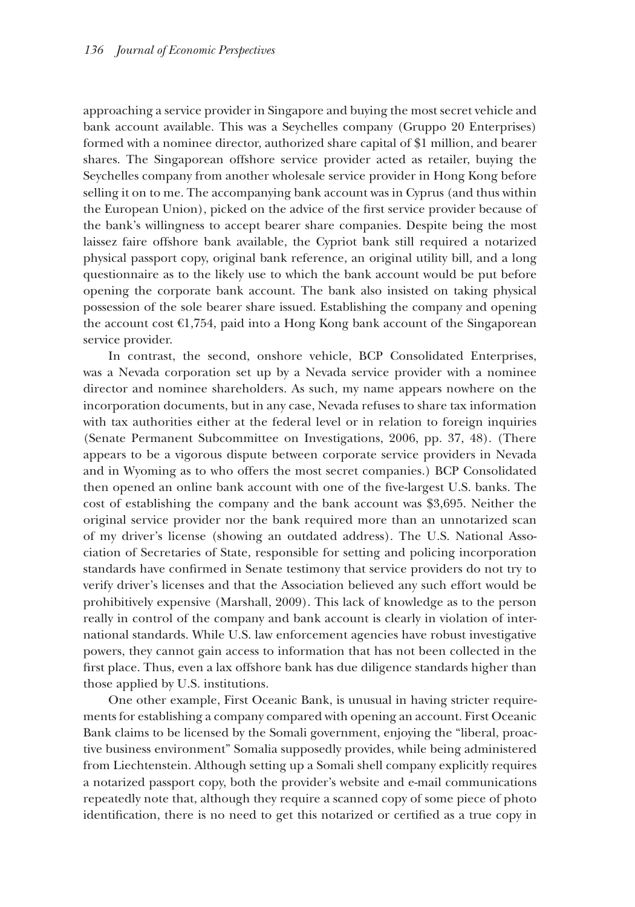approaching a service provider in Singapore and buying the most secret vehicle and bank account available. This was a Seychelles company (Gruppo 20 Enterprises) formed with a nominee director, authorized share capital of $1 million, and bearer shares. The Singaporean offshore service provider acted as retailer, buying the Seychelles company from another wholesale service provider in Hong Kong before selling it on to me. The accompanying bank account was in Cyprus (and thus within the European Union), picked on the advice of the first service provider because of the bank's willingness to accept bearer share companies. Despite being the most laissez faire offshore bank available, the Cypriot bank still required a notarized physical passport copy, original bank reference, an original utility bill, and a long questionnaire as to the likely use to which the bank account would be put before opening the corporate bank account. The bank also insisted on taking physical possession of the sole bearer share issued. Establishing the company and opening the account cost €1,754, paid into a Hong Kong bank account of the Singaporean service provider.

In contrast, the second, onshore vehicle, BCP Consolidated Enterprises, was a Nevada corporation set up by a Nevada service provider with a nominee director and nominee shareholders. As such, my name appears nowhere on the incorporation documents, but in any case, Nevada refuses to share tax information with tax authorities either at the federal level or in relation to foreign inquiries (Senate Permanent Subcommittee on Investigations, 2006, pp. 37, 48). (There appears to be a vigorous dispute between corporate service providers in Nevada and in Wyoming as to who offers the most secret companies.) BCP Consolidated then opened an online bank account with one of the five-largest U.S. banks. The cost of establishing the company and the bank account was $3,695. Neither the original service provider nor the bank required more than an unnotarized scan of my driver's license (showing an outdated address). The U.S. National Association of Secretaries of State, responsible for setting and policing incorporation standards have confirmed in Senate testimony that service providers do not try to verify driver's licenses and that the Association believed any such effort would be prohibitively expensive (Marshall, 2009). This lack of knowledge as to the person really in control of the company and bank account is clearly in violation of international standards. While U.S. law enforcement agencies have robust investigative powers, they cannot gain access to information that has not been collected in the first place. Thus, even a lax offshore bank has due diligence standards higher than those applied by U.S. institutions.

One other example, First Oceanic Bank, is unusual in having stricter requirements for establishing a company compared with opening an account. First Oceanic Bank claims to be licensed by the Somali government, enjoying the "liberal, proactive business environment" Somalia supposedly provides, while being administered from Liechtenstein. Although setting up a Somali shell company explicitly requires a notarized passport copy, both the provider's website and e-mail communications repeatedly note that, although they require a scanned copy of some piece of photo identification, there is no need to get this notarized or certified as a true copy in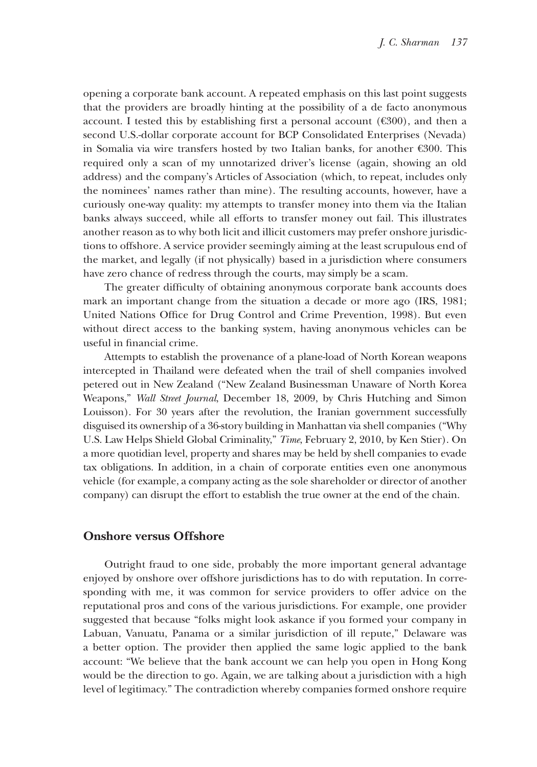opening a corporate bank account. A repeated emphasis on this last point suggests that the providers are broadly hinting at the possibility of a de facto anonymous account. I tested this by establishing first a personal account (€300), and then a second U.S.-dollar corporate account for BCP Consolidated Enterprises (Nevada) in Somalia via wire transfers hosted by two Italian banks, for another €300. This required only a scan of my unnotarized driver's license (again, showing an old address) and the company's Articles of Association (which, to repeat, includes only the nominees' names rather than mine). The resulting accounts, however, have a curiously one-way quality: my attempts to transfer money into them via the Italian banks always succeed, while all efforts to transfer money out fail. This illustrates another reason as to why both licit and illicit customers may prefer onshore jurisdictions to offshore. A service provider seemingly aiming at the least scrupulous end of the market, and legally (if not physically) based in a jurisdiction where consumers have zero chance of redress through the courts, may simply be a scam.

The greater difficulty of obtaining anonymous corporate bank accounts does mark an important change from the situation a decade or more ago (IRS, 1981; United Nations Office for Drug Control and Crime Prevention, 1998). But even without direct access to the banking system, having anonymous vehicles can be useful in financial crime.

Attempts to establish the provenance of a plane-load of North Korean weapons intercepted in Thailand were defeated when the trail of shell companies involved petered out in New Zealand ("New Zealand Businessman Unaware of North Korea Weapons," *Wall Street Journal*, December 18, 2009, by Chris Hutching and Simon Louisson). For 30 years after the revolution, the Iranian government successfully disguised its ownership of a 36-story building in Manhattan via shell companies ("Why U.S. Law Helps Shield Global Criminality," *Time*, February 2, 2010, by Ken Stier). On a more quotidian level, property and shares may be held by shell companies to evade tax obligations. In addition, in a chain of corporate entities even one anonymous vehicle (for example, a company acting as the sole shareholder or director of another company) can disrupt the effort to establish the true owner at the end of the chain.

## Onshore versus Offshore

Outright fraud to one side, probably the more important general advantage enjoyed by onshore over offshore jurisdictions has to do with reputation. In corresponding with me, it was common for service providers to offer advice on the reputational pros and cons of the various jurisdictions. For example, one provider suggested that because "folks might look askance if you formed your company in Labuan, Vanuatu, Panama or a similar jurisdiction of ill repute," Delaware was a better option. The provider then applied the same logic applied to the bank account: "We believe that the bank account we can help you open in Hong Kong would be the direction to go. Again, we are talking about a jurisdiction with a high level of legitimacy." The contradiction whereby companies formed onshore require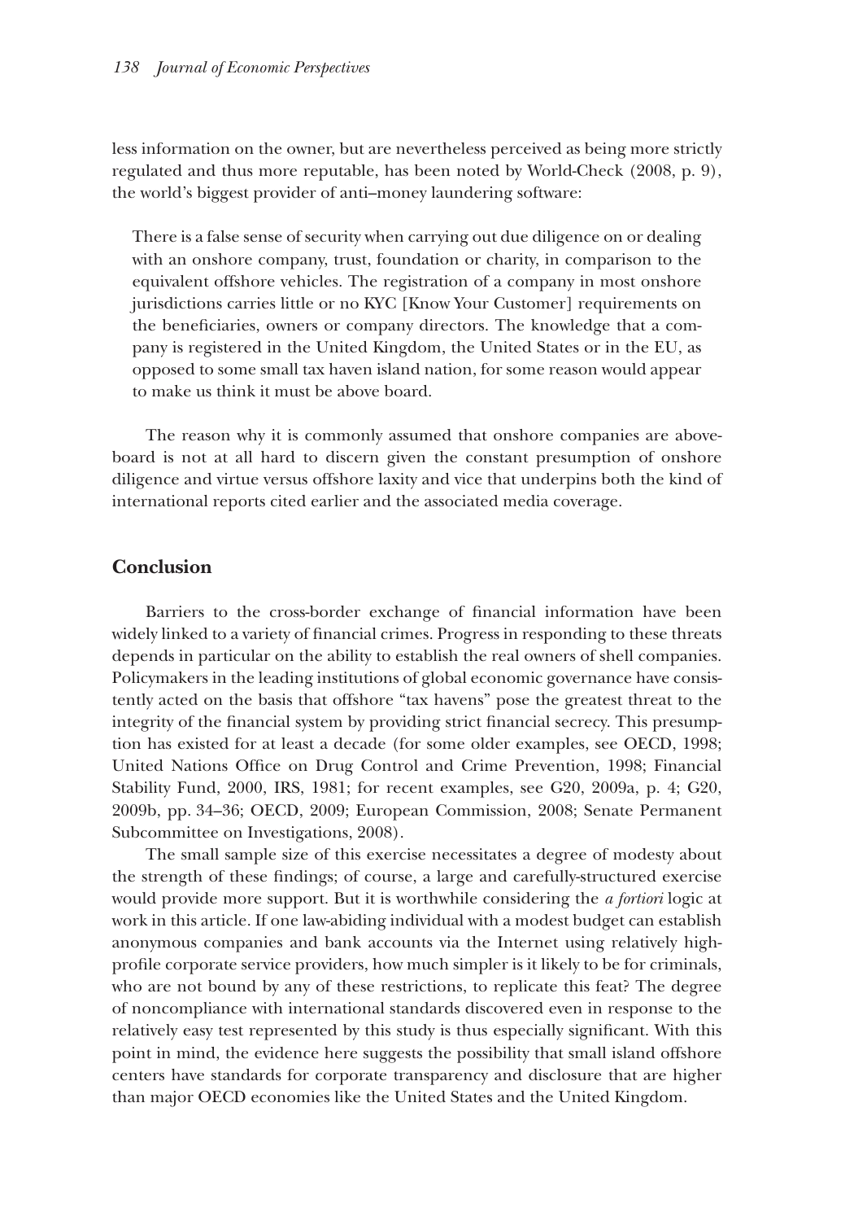less information on the owner, but are nevertheless perceived as being more strictly regulated and thus more reputable, has been noted by World-Check (2008, p. 9), the world's biggest provider of anti–money laundering software:

> There is a false sense of security when carrying out due diligence on or dealing with an onshore company, trust, foundation or charity, in comparison to the equivalent offshore vehicles. The registration of a company in most onshore jurisdictions carries little or no KYC [Know Your Customer] requirements on the beneficiaries, owners or company directors. The knowledge that a company is registered in the United Kingdom, the United States or in the EU, as opposed to some small tax haven island nation, for some reason would appear to make us think it must be above board.

The reason why it is commonly assumed that onshore companies are above-board is not at all hard to discern given the constant presumption of onshore diligence and virtue versus offshore laxity and vice that underpins both the kind of international reports cited earlier and the associated media coverage.

## Conclusion

Barriers to the cross-border exchange of financial information have been widely linked to a variety of financial crimes. Progress in responding to these threats depends in particular on the ability to establish the real owners of shell companies. Policymakers in the leading institutions of global economic governance have consistently acted on the basis that offshore "tax havens" pose the greatest threat to the integrity of the financial system by providing strict financial secrecy. This presumption has existed for at least a decade (for some older examples, see OECD, 1998; United Nations Office on Drug Control and Crime Prevention, 1998; Financial Stability Fund, 2000, IRS, 1981; for recent examples, see G20, 2009a, p. 4; G20, 2009b, pp. 34–36; OECD, 2009; European Commission, 2008; Senate Permanent Subcommittee on Investigations, 2008).

The small sample size of this exercise necessitates a degree of modesty about the strength of these findings; of course, a large and carefully-structured exercise would provide more support. But it is worthwhile considering the *a fortiori* logic at work in this article. If one law-abiding individual with a modest budget can establish anonymous companies and bank accounts via the Internet using relatively high-profile corporate service providers, how much simpler is it likely to be for criminals, who are not bound by any of these restrictions, to replicate this feat? The degree of noncompliance with international standards discovered even in response to the relatively easy test represented by this study is thus especially significant. With this point in mind, the evidence here suggests the possibility that small island offshore centers have standards for corporate transparency and disclosure that are higher than major OECD economies like the United States and the United Kingdom.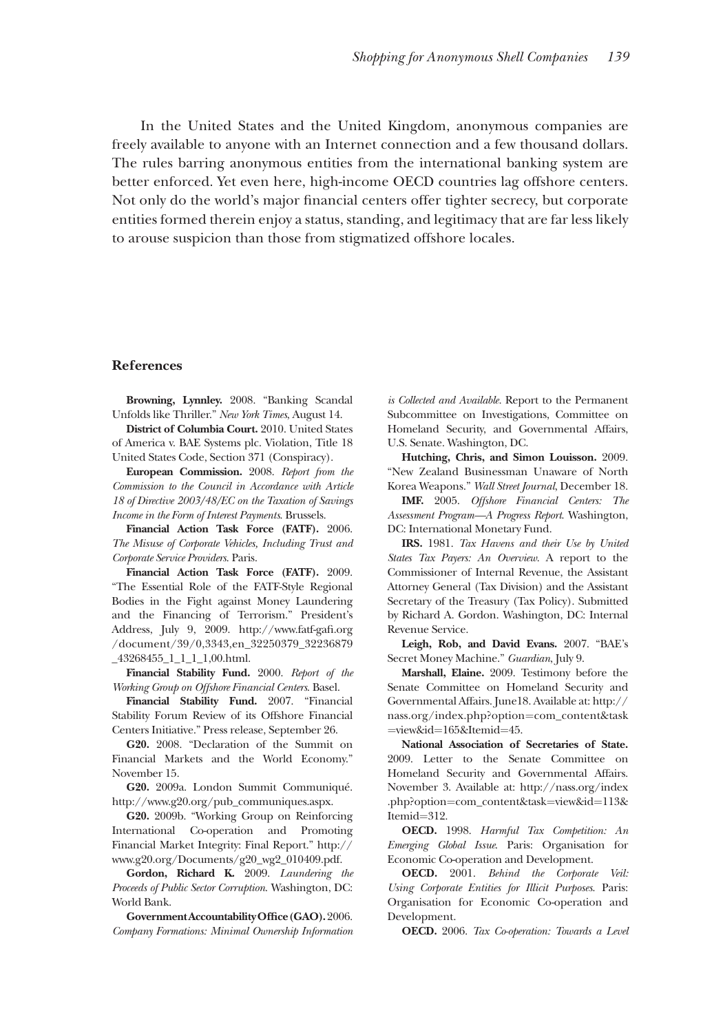In the United States and the United Kingdom, anonymous companies are freely available to anyone with an Internet connection and a few thousand dollars. The rules barring anonymous entities from the international banking system are better enforced. Yet even here, high-income OECD countries lag offshore centers. Not only do the world's major financial centers offer tighter secrecy, but corporate entities formed therein enjoy a status, standing, and legitimacy that are far less likely to arouse suspicion than those from stigmatized offshore locales.

## References

**Browning, Lynnley.** 2008. "Banking Scandal Unfolds like Thriller." *New York Times*, August 14.

**District of Columbia Court.** 2010. United States of America v. BAE Systems plc. Violation, Title 18 United States Code, Section 371 (Conspiracy).

**European Commission.** 2008. *Report from the Commission to the Council in Accordance with Article 18 of Directive 2003/48/EC on the Taxation of Savings Income in the Form of Interest Payments*. Brussels.

**Financial Action Task Force (FATF).** 2006. *The Misuse of Corporate Vehicles, Including Trust and Corporate Service Providers*. Paris.

**Financial Action Task Force (FATF).** 2009. "The Essential Role of the FATF-Style Regional Bodies in the Fight against Money Laundering and the Financing of Terrorism." President's Address, July 9, 2009. http://www.fatf-gafi.org/document/39/0,3343,en_32250379_32236879_43268455_1_1_1_1,00.html.

**Financial Stability Fund.** 2000. *Report of the Working Group on Offshore Financial Centers*. Basel.

**Financial Stability Fund.** 2007. "Financial Stability Forum Review of its Offshore Financial Centers Initiative." Press release, September 26.

**G20.** 2008. "Declaration of the Summit on Financial Markets and the World Economy." November 15.

**G20.** 2009a. London Summit Communiqué. http://www.g20.org/pub_communiques.aspx.

**G20.** 2009b. "Working Group on Reinforcing International Co-operation and Promoting Financial Market Integrity: Final Report." http://www.g20.org/Documents/g20_wg2_010409.pdf.

**Gordon, Richard K.** 2009. *Laundering the Proceeds of Public Sector Corruption*. Washington, DC: World Bank.

**Government Accountability Office (GAO).** 2006. *Company Formations: Minimal Ownership Information is Collected and Available*. Report to the Permanent Subcommittee on Investigations, Committee on Homeland Security, and Governmental Affairs, U.S. Senate. Washington, DC.

**Hutching, Chris, and Simon Louisson.** 2009. "New Zealand Businessman Unaware of North Korea Weapons." *Wall Street Journal*, December 18.

**IMF.** 2005. *Offshore Financial Centers: The Assessment Program—A Progress Report*. Washington, DC: International Monetary Fund.

**IRS.** 1981. *Tax Havens and their Use by United States Tax Payers: An Overview*. A report to the Commissioner of Internal Revenue, the Assistant Attorney General (Tax Division) and the Assistant Secretary of the Treasury (Tax Policy). Submitted by Richard A. Gordon. Washington, DC: Internal Revenue Service.

**Leigh, Rob, and David Evans.** 2007. "BAE's Secret Money Machine." *Guardian*, July 9.

**Marshall, Elaine.** 2009. Testimony before the Senate Committee on Homeland Security and Governmental Affairs. June18. Available at: http://nass.org/index.php?option=com_content&task=view&id=165&Itemid=45.

**National Association of Secretaries of State.** 2009. Letter to the Senate Committee on Homeland Security and Governmental Affairs. November 3. Available at: http://nass.org/index.php?option=com_content&task=view&id=113&Itemid=312.

**OECD.** 1998. *Harmful Tax Competition: An Emerging Global Issue*. Paris: Organisation for Economic Co-operation and Development.

**OECD.** 2001. *Behind the Corporate Veil: Using Corporate Entities for Illicit Purposes*. Paris: Organisation for Economic Co-operation and Development.

**OECD.** 2006. *Tax Co-operation: Towards a Level*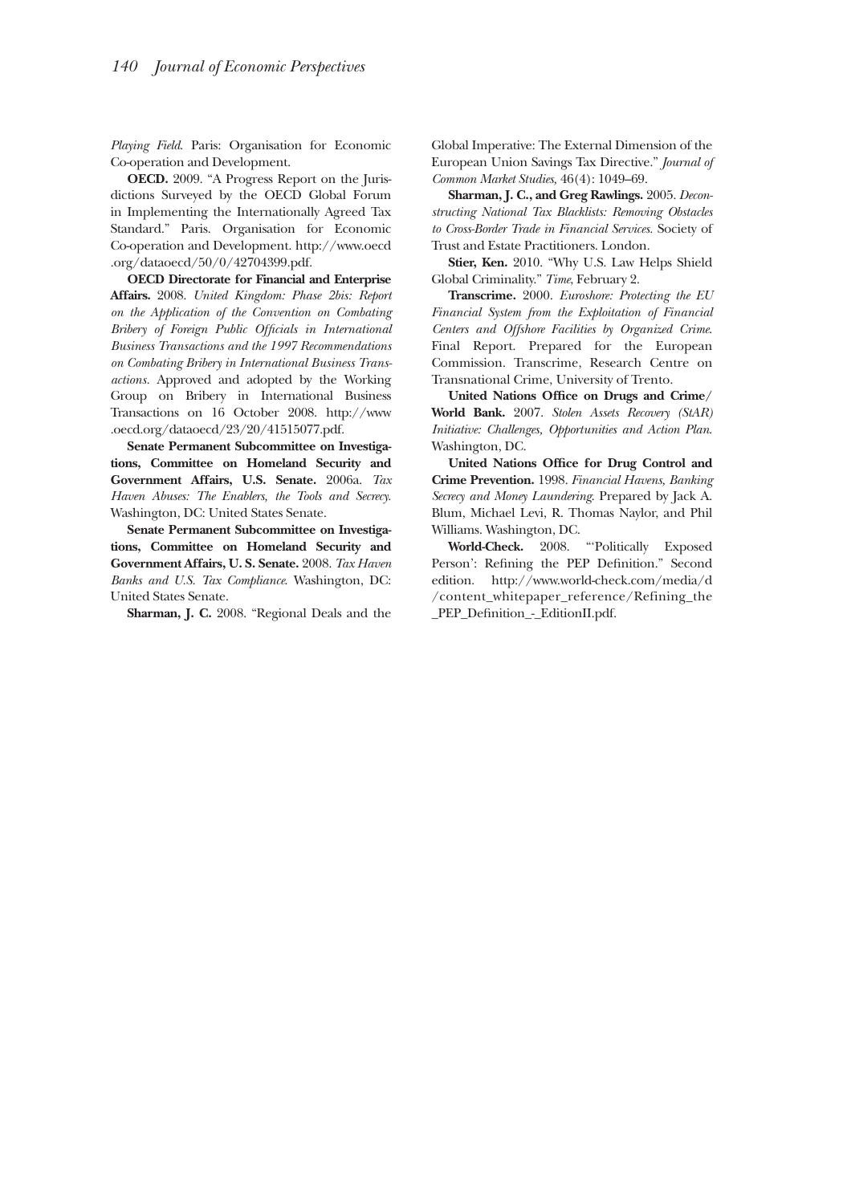*Playing Field*. Paris: Organisation for Economic Co-operation and Development.

**OECD.** 2009. "A Progress Report on the Jurisdictions Surveyed by the OECD Global Forum in Implementing the Internationally Agreed Tax Standard." Paris. Organisation for Economic Co-operation and Development. http://www.oecd.org/dataoecd/50/0/42704399.pdf.

**OECD Directorate for Financial and Enterprise Affairs.** 2008. *United Kingdom: Phase 2bis: Report on the Application of the Convention on Combating Bribery of Foreign Public Officials in International Business Transactions and the 1997 Recommendations on Combating Bribery in International Business Transactions.* Approved and adopted by the Working Group on Bribery in International Business Transactions on 16 October 2008. http://www.oecd.org/dataoecd/23/20/41515077.pdf.

**Senate Permanent Subcommittee on Investigations, Committee on Homeland Security and Government Affairs, U.S. Senate.** 2006a. *Tax Haven Abuses: The Enablers, the Tools and Secrecy.* Washington, DC: United States Senate.

**Senate Permanent Subcommittee on Investigations, Committee on Homeland Security and Government Affairs, U. S. Senate.** 2008. *Tax Haven Banks and U.S. Tax Compliance*. Washington, DC: United States Senate.

**Sharman, J. C.** 2008. "Regional Deals and the Global Imperative: The External Dimension of the European Union Savings Tax Directive." *Journal of Common Market Studies,* 46(4): 1049–69.

**Sharman, J. C., and Greg Rawlings.** 2005. *Deconstructing National Tax Blacklists: Removing Obstacles to Cross-Border Trade in Financial Services.* Society of Trust and Estate Practitioners. London.

**Stier, Ken.** 2010. "Why U.S. Law Helps Shield Global Criminality." *Time*, February 2.

**Transcrime.** 2000. *Euroshore: Protecting the EU Financial System from the Exploitation of Financial Centers and Offshore Facilities by Organized Crime.* Final Report. Prepared for the European Commission. Transcrime, Research Centre on Transnational Crime, University of Trento.

**United Nations Office on Drugs and Crime/ World Bank.** 2007. *Stolen Assets Recovery (StAR) Initiative: Challenges, Opportunities and Action Plan.* Washington, DC.

**United Nations Office for Drug Control and Crime Prevention.** 1998. *Financial Havens, Banking Secrecy and Money Laundering.* Prepared by Jack A. Blum, Michael Levi, R. Thomas Naylor, and Phil Williams. Washington, DC.

**World-Check.** 2008. "'Politically Exposed Person': Refining the PEP Definition." Second edition. http://www.world-check.com/media/d/content_whitepaper_reference/Refining_the_PEP_Definition_-_EditionII.pdf.